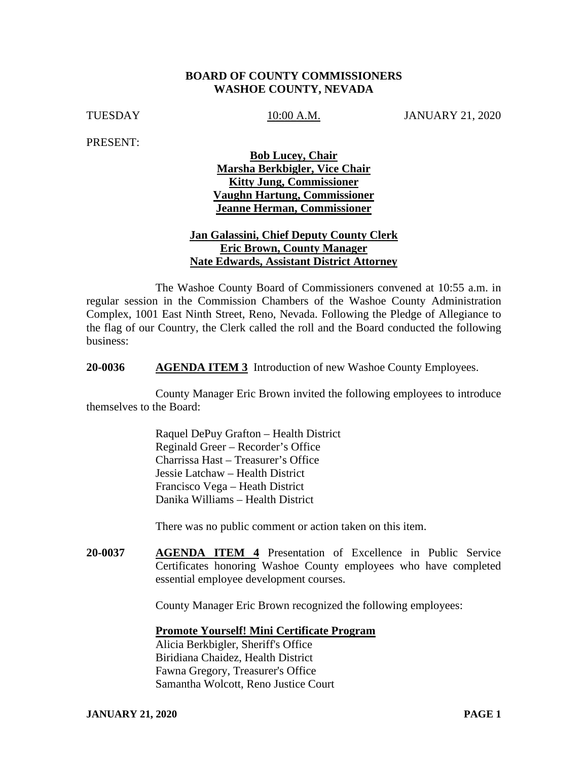**BOARD OF COUNTY COMMISSIONERS**
**WASHOE COUNTY, NEVADA**

TUESDAY 10:00 A.M. JANUARY 21, 2020

PRESENT:

**Bob Lucey, Chair**
**Marsha Berkbigler, Vice Chair**
**Kitty Jung, Commissioner**
**Vaughn Hartung, Commissioner**
**Jeanne Herman, Commissioner**

**Jan Galassini, Chief Deputy County Clerk**
**Eric Brown, County Manager**
**Nate Edwards, Assistant District Attorney**

The Washoe County Board of Commissioners convened at 10:55 a.m. in regular session in the Commission Chambers of the Washoe County Administration Complex, 1001 East Ninth Street, Reno, Nevada. Following the Pledge of Allegiance to the flag of our Country, the Clerk called the roll and the Board conducted the following business:

**20-0036** **AGENDA ITEM 3** Introduction of new Washoe County Employees.

County Manager Eric Brown invited the following employees to introduce themselves to the Board:

Raquel DePuy Grafton – Health District
Reginald Greer – Recorder's Office
Charrissa Hast – Treasurer's Office
Jessie Latchaw – Health District
Francisco Vega – Heath District
Danika Williams – Health District

There was no public comment or action taken on this item.

**20-0037** **AGENDA ITEM 4** Presentation of Excellence in Public Service Certificates honoring Washoe County employees who have completed essential employee development courses.

County Manager Eric Brown recognized the following employees:

**Promote Yourself! Mini Certificate Program**
Alicia Berkbigler, Sheriff's Office
Biridiana Chaidez, Health District
Fawna Gregory, Treasurer's Office
Samantha Wolcott, Reno Justice Court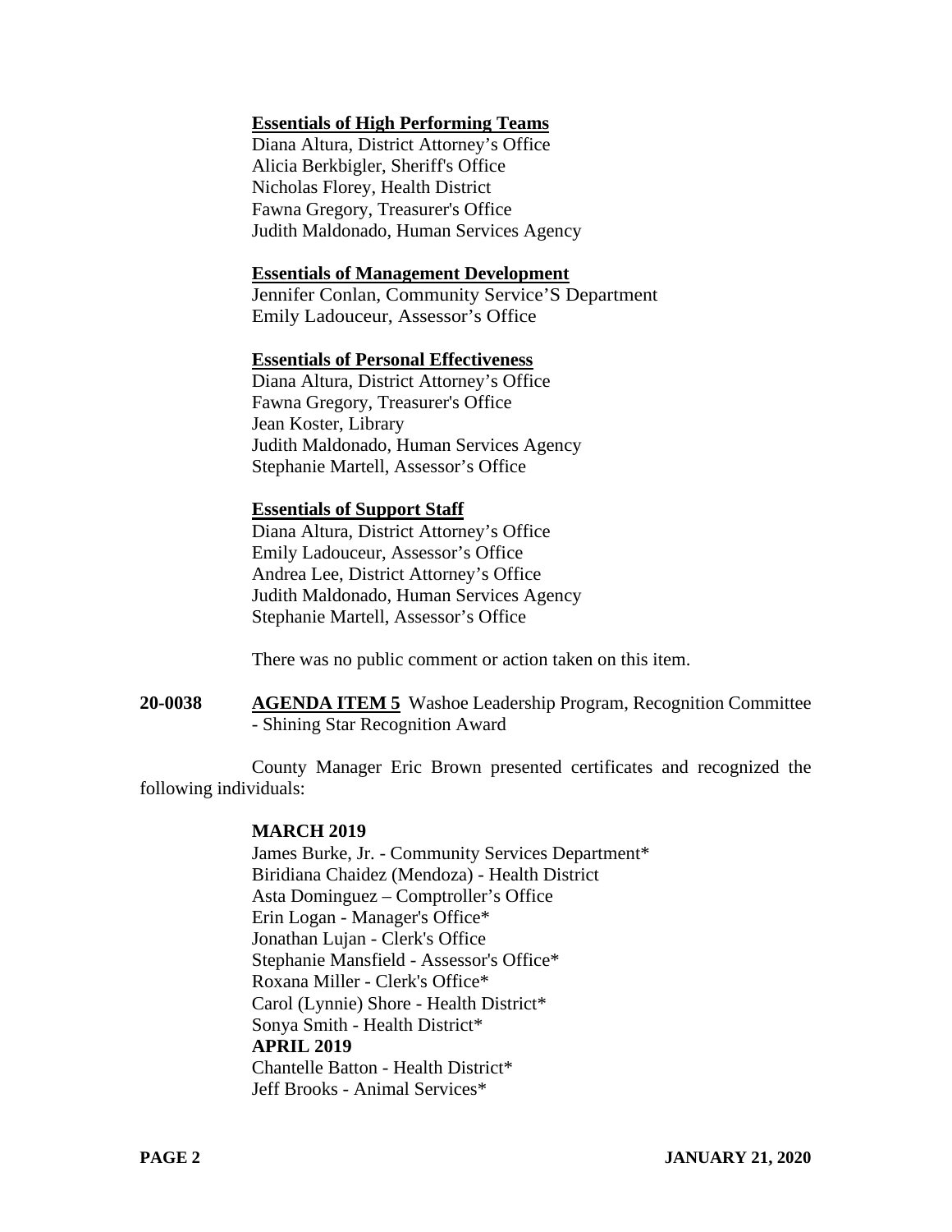**Essentials of High Performing Teams**

Diana Altura, District Attorney's Office
Alicia Berkbigler, Sheriff's Office
Nicholas Florey, Health District
Fawna Gregory, Treasurer's Office
Judith Maldonado, Human Services Agency

**Essentials of Management Development**

Jennifer Conlan, Community Service'S Department
Emily Ladouceur, Assessor's Office

**Essentials of Personal Effectiveness**

Diana Altura, District Attorney's Office
Fawna Gregory, Treasurer's Office
Jean Koster, Library
Judith Maldonado, Human Services Agency
Stephanie Martell, Assessor's Office

**Essentials of Support Staff**

Diana Altura, District Attorney's Office
Emily Ladouceur, Assessor's Office
Andrea Lee, District Attorney's Office
Judith Maldonado, Human Services Agency
Stephanie Martell, Assessor's Office

There was no public comment or action taken on this item.

**20-0038** **AGENDA ITEM 5** Washoe Leadership Program, Recognition Committee - Shining Star Recognition Award

County Manager Eric Brown presented certificates and recognized the following individuals:

**MARCH 2019**

James Burke, Jr. - Community Services Department*
Biridiana Chaidez (Mendoza) - Health District
Asta Dominguez – Comptroller's Office
Erin Logan - Manager's Office*
Jonathan Lujan - Clerk's Office
Stephanie Mansfield - Assessor's Office*
Roxana Miller - Clerk's Office*
Carol (Lynnie) Shore - Health District*
Sonya Smith - Health District*

**APRIL 2019**

Chantelle Batton - Health District*
Jeff Brooks - Animal Services*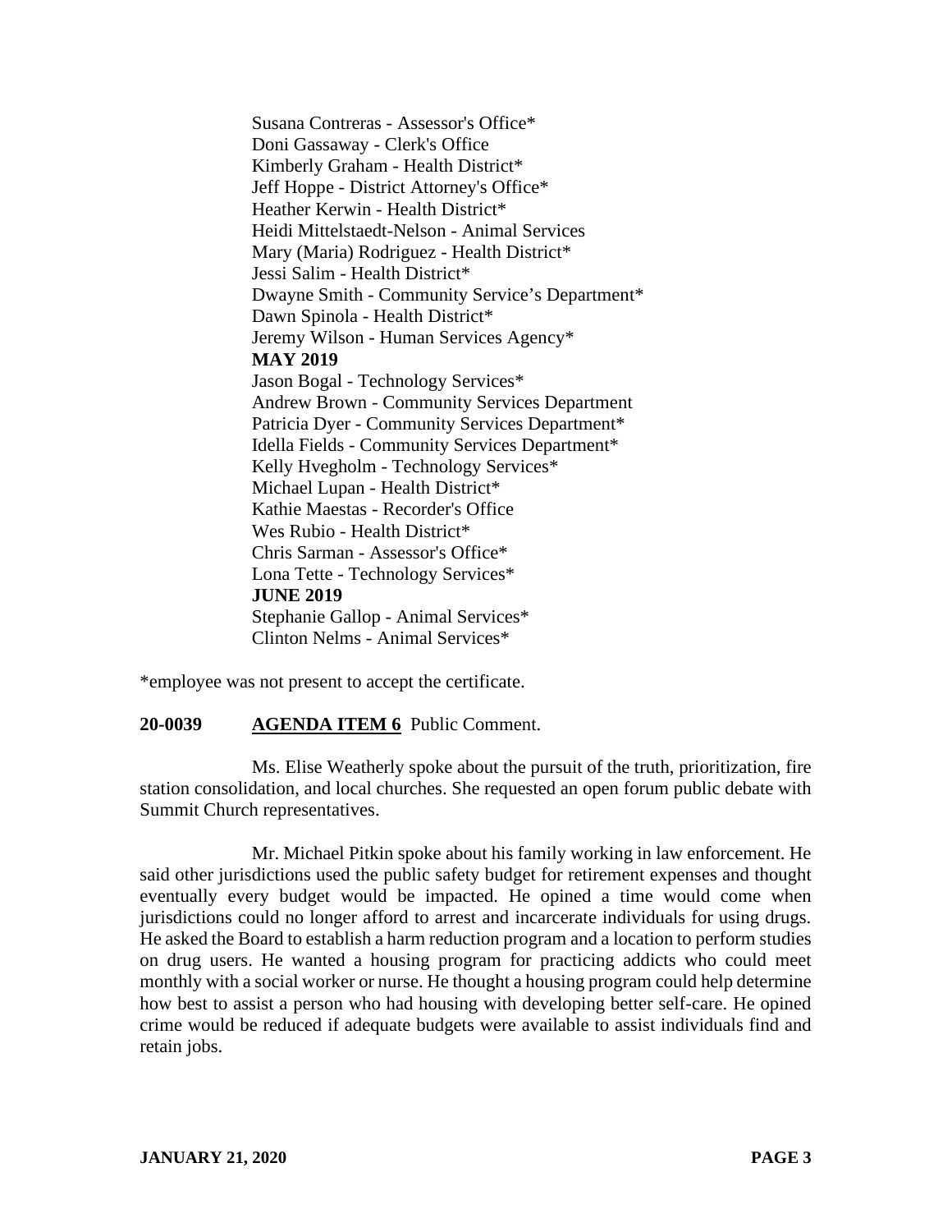Susana Contreras - Assessor's Office*
Doni Gassaway - Clerk's Office
Kimberly Graham - Health District*
Jeff Hoppe - District Attorney's Office*
Heather Kerwin - Health District*
Heidi Mittelstaedt-Nelson - Animal Services
Mary (Maria) Rodriguez - Health District*
Jessi Salim - Health District*
Dwayne Smith - Community Service's Department*
Dawn Spinola - Health District*
Jeremy Wilson - Human Services Agency*

**MAY 2019**

Jason Bogal - Technology Services*
Andrew Brown - Community Services Department
Patricia Dyer - Community Services Department*
Idella Fields - Community Services Department*
Kelly Hvegholm - Technology Services*
Michael Lupan - Health District*
Kathie Maestas - Recorder's Office
Wes Rubio - Health District*
Chris Sarman - Assessor's Office*
Lona Tette - Technology Services*

**JUNE 2019**

Stephanie Gallop - Animal Services*
Clinton Nelms - Animal Services*

*employee was not present to accept the certificate.

**20-0039 AGENDA ITEM 6** Public Comment.

Ms. Elise Weatherly spoke about the pursuit of the truth, prioritization, fire station consolidation, and local churches. She requested an open forum public debate with Summit Church representatives.

Mr. Michael Pitkin spoke about his family working in law enforcement. He said other jurisdictions used the public safety budget for retirement expenses and thought eventually every budget would be impacted. He opined a time would come when jurisdictions could no longer afford to arrest and incarcerate individuals for using drugs. He asked the Board to establish a harm reduction program and a location to perform studies on drug users. He wanted a housing program for practicing addicts who could meet monthly with a social worker or nurse. He thought a housing program could help determine how best to assist a person who had housing with developing better self-care. He opined crime would be reduced if adequate budgets were available to assist individuals find and retain jobs.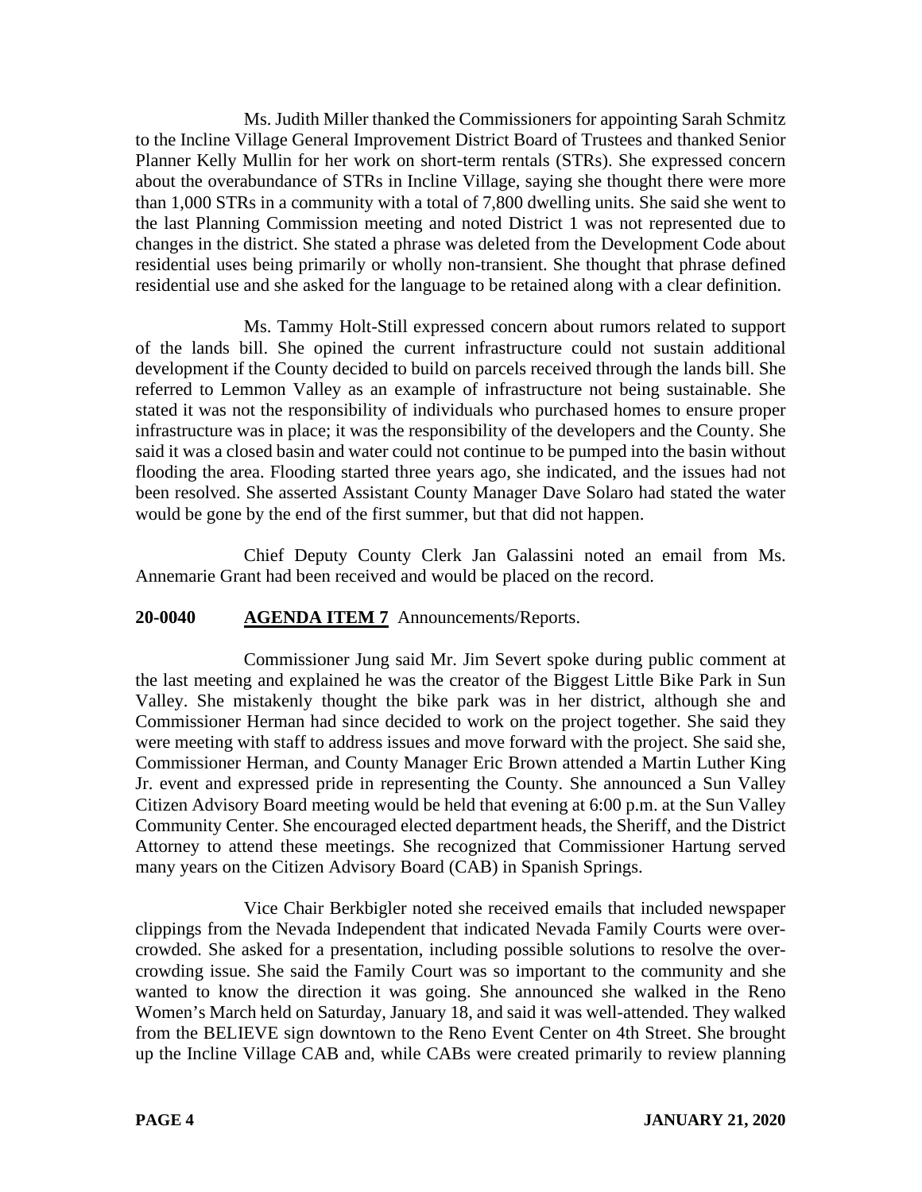Ms. Judith Miller thanked the Commissioners for appointing Sarah Schmitz to the Incline Village General Improvement District Board of Trustees and thanked Senior Planner Kelly Mullin for her work on short-term rentals (STRs). She expressed concern about the overabundance of STRs in Incline Village, saying she thought there were more than 1,000 STRs in a community with a total of 7,800 dwelling units. She said she went to the last Planning Commission meeting and noted District 1 was not represented due to changes in the district. She stated a phrase was deleted from the Development Code about residential uses being primarily or wholly non-transient. She thought that phrase defined residential use and she asked for the language to be retained along with a clear definition.

Ms. Tammy Holt-Still expressed concern about rumors related to support of the lands bill. She opined the current infrastructure could not sustain additional development if the County decided to build on parcels received through the lands bill. She referred to Lemmon Valley as an example of infrastructure not being sustainable. She stated it was not the responsibility of individuals who purchased homes to ensure proper infrastructure was in place; it was the responsibility of the developers and the County. She said it was a closed basin and water could not continue to be pumped into the basin without flooding the area. Flooding started three years ago, she indicated, and the issues had not been resolved. She asserted Assistant County Manager Dave Solaro had stated the water would be gone by the end of the first summer, but that did not happen.

Chief Deputy County Clerk Jan Galassini noted an email from Ms. Annemarie Grant had been received and would be placed on the record.

**20-0040 AGENDA ITEM 7** Announcements/Reports.

Commissioner Jung said Mr. Jim Severt spoke during public comment at the last meeting and explained he was the creator of the Biggest Little Bike Park in Sun Valley. She mistakenly thought the bike park was in her district, although she and Commissioner Herman had since decided to work on the project together. She said they were meeting with staff to address issues and move forward with the project. She said she, Commissioner Herman, and County Manager Eric Brown attended a Martin Luther King Jr. event and expressed pride in representing the County. She announced a Sun Valley Citizen Advisory Board meeting would be held that evening at 6:00 p.m. at the Sun Valley Community Center. She encouraged elected department heads, the Sheriff, and the District Attorney to attend these meetings. She recognized that Commissioner Hartung served many years on the Citizen Advisory Board (CAB) in Spanish Springs.

Vice Chair Berkbigler noted she received emails that included newspaper clippings from the Nevada Independent that indicated Nevada Family Courts were over-crowded. She asked for a presentation, including possible solutions to resolve the over-crowding issue. She said the Family Court was so important to the community and she wanted to know the direction it was going. She announced she walked in the Reno Women's March held on Saturday, January 18, and said it was well-attended. They walked from the BELIEVE sign downtown to the Reno Event Center on 4th Street. She brought up the Incline Village CAB and, while CABs were created primarily to review planning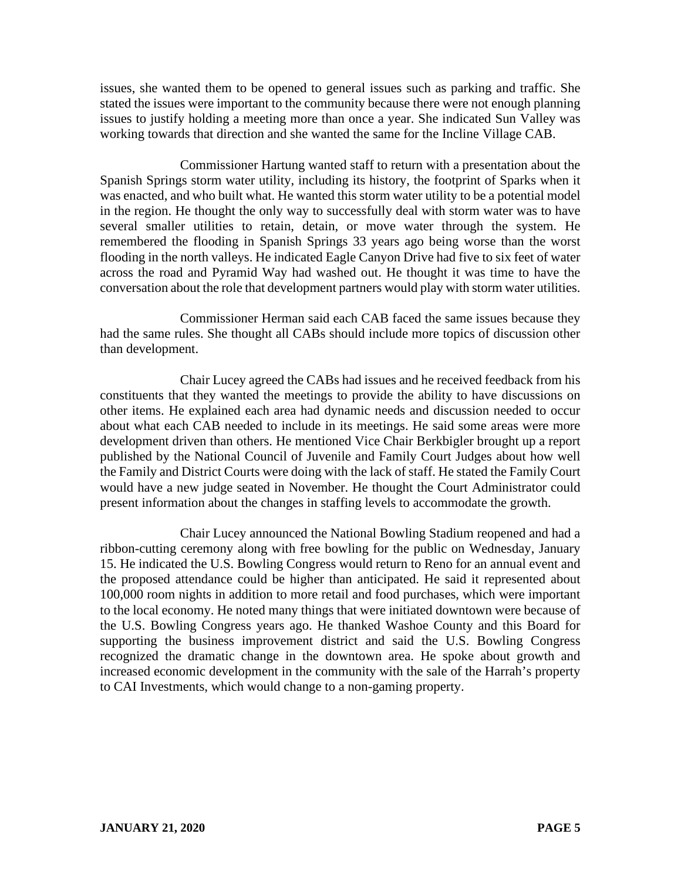issues, she wanted them to be opened to general issues such as parking and traffic. She stated the issues were important to the community because there were not enough planning issues to justify holding a meeting more than once a year. She indicated Sun Valley was working towards that direction and she wanted the same for the Incline Village CAB.

Commissioner Hartung wanted staff to return with a presentation about the Spanish Springs storm water utility, including its history, the footprint of Sparks when it was enacted, and who built what. He wanted this storm water utility to be a potential model in the region. He thought the only way to successfully deal with storm water was to have several smaller utilities to retain, detain, or move water through the system. He remembered the flooding in Spanish Springs 33 years ago being worse than the worst flooding in the north valleys. He indicated Eagle Canyon Drive had five to six feet of water across the road and Pyramid Way had washed out. He thought it was time to have the conversation about the role that development partners would play with storm water utilities.

Commissioner Herman said each CAB faced the same issues because they had the same rules. She thought all CABs should include more topics of discussion other than development.

Chair Lucey agreed the CABs had issues and he received feedback from his constituents that they wanted the meetings to provide the ability to have discussions on other items. He explained each area had dynamic needs and discussion needed to occur about what each CAB needed to include in its meetings. He said some areas were more development driven than others. He mentioned Vice Chair Berkbigler brought up a report published by the National Council of Juvenile and Family Court Judges about how well the Family and District Courts were doing with the lack of staff. He stated the Family Court would have a new judge seated in November. He thought the Court Administrator could present information about the changes in staffing levels to accommodate the growth.

Chair Lucey announced the National Bowling Stadium reopened and had a ribbon-cutting ceremony along with free bowling for the public on Wednesday, January 15. He indicated the U.S. Bowling Congress would return to Reno for an annual event and the proposed attendance could be higher than anticipated. He said it represented about 100,000 room nights in addition to more retail and food purchases, which were important to the local economy. He noted many things that were initiated downtown were because of the U.S. Bowling Congress years ago. He thanked Washoe County and this Board for supporting the business improvement district and said the U.S. Bowling Congress recognized the dramatic change in the downtown area. He spoke about growth and increased economic development in the community with the sale of the Harrah's property to CAI Investments, which would change to a non-gaming property.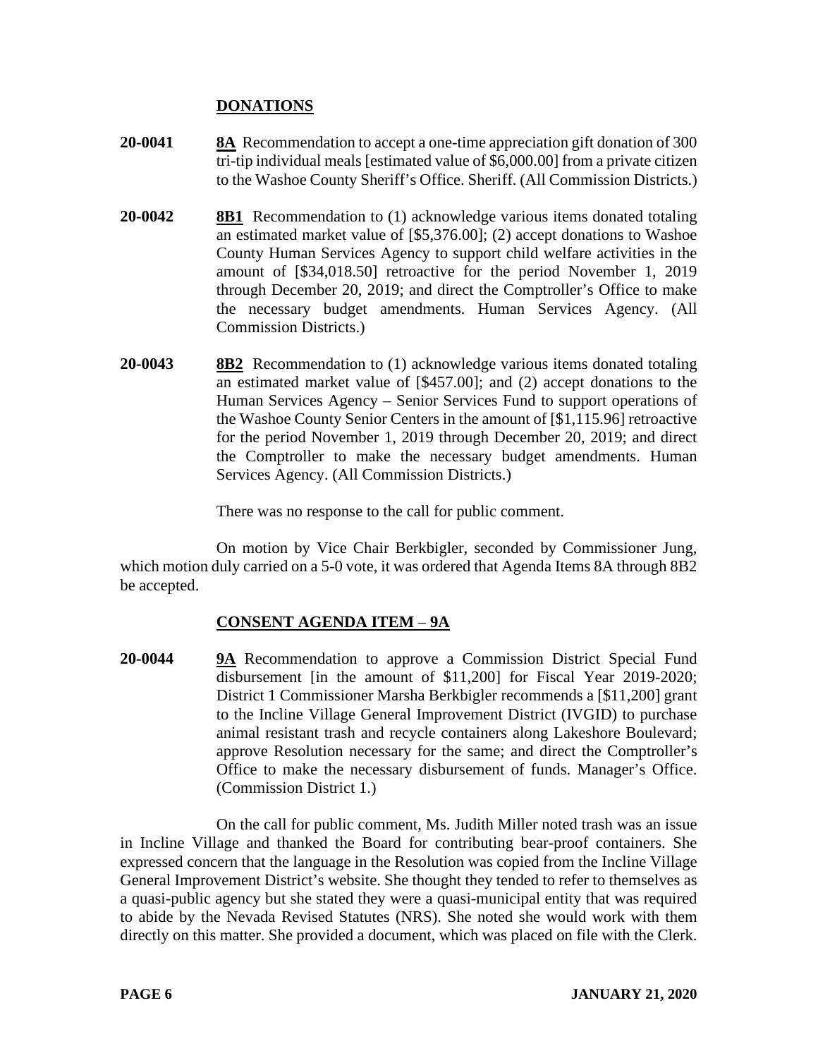## DONATIONS

**20-0041** **8A** Recommendation to accept a one-time appreciation gift donation of 300 tri-tip individual meals [estimated value of $6,000.00] from a private citizen to the Washoe County Sheriff's Office. Sheriff. (All Commission Districts.)

**20-0042** **8B1** Recommendation to (1) acknowledge various items donated totaling an estimated market value of [$5,376.00]; (2) accept donations to Washoe County Human Services Agency to support child welfare activities in the amount of [$34,018.50] retroactive for the period November 1, 2019 through December 20, 2019; and direct the Comptroller's Office to make the necessary budget amendments. Human Services Agency. (All Commission Districts.)

**20-0043** **8B2** Recommendation to (1) acknowledge various items donated totaling an estimated market value of [$457.00]; and (2) accept donations to the Human Services Agency – Senior Services Fund to support operations of the Washoe County Senior Centers in the amount of [$1,115.96] retroactive for the period November 1, 2019 through December 20, 2019; and direct the Comptroller to make the necessary budget amendments. Human Services Agency. (All Commission Districts.)

There was no response to the call for public comment.

On motion by Vice Chair Berkbigler, seconded by Commissioner Jung, which motion duly carried on a 5-0 vote, it was ordered that Agenda Items 8A through 8B2 be accepted.

## CONSENT AGENDA ITEM – 9A

**20-0044** **9A** Recommendation to approve a Commission District Special Fund disbursement [in the amount of $11,200] for Fiscal Year 2019-2020; District 1 Commissioner Marsha Berkbigler recommends a [$11,200] grant to the Incline Village General Improvement District (IVGID) to purchase animal resistant trash and recycle containers along Lakeshore Boulevard; approve Resolution necessary for the same; and direct the Comptroller's Office to make the necessary disbursement of funds. Manager's Office. (Commission District 1.)

On the call for public comment, Ms. Judith Miller noted trash was an issue in Incline Village and thanked the Board for contributing bear-proof containers. She expressed concern that the language in the Resolution was copied from the Incline Village General Improvement District's website. She thought they tended to refer to themselves as a quasi-public agency but she stated they were a quasi-municipal entity that was required to abide by the Nevada Revised Statutes (NRS). She noted she would work with them directly on this matter. She provided a document, which was placed on file with the Clerk.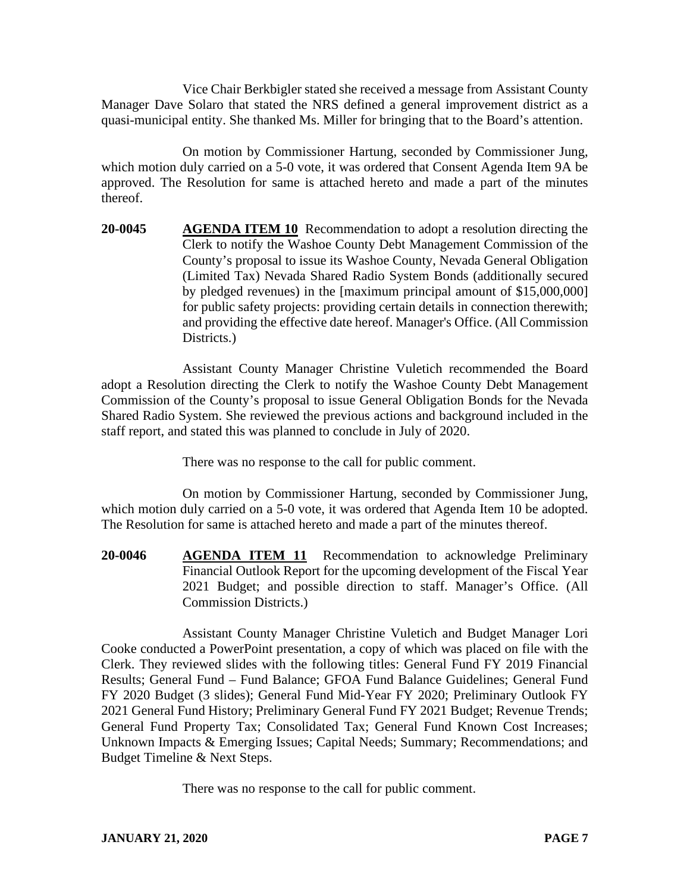Vice Chair Berkbigler stated she received a message from Assistant County Manager Dave Solaro that stated the NRS defined a general improvement district as a quasi-municipal entity. She thanked Ms. Miller for bringing that to the Board's attention.

On motion by Commissioner Hartung, seconded by Commissioner Jung, which motion duly carried on a 5-0 vote, it was ordered that Consent Agenda Item 9A be approved. The Resolution for same is attached hereto and made a part of the minutes thereof.

**20-0045** **AGENDA ITEM 10** Recommendation to adopt a resolution directing the Clerk to notify the Washoe County Debt Management Commission of the County's proposal to issue its Washoe County, Nevada General Obligation (Limited Tax) Nevada Shared Radio System Bonds (additionally secured by pledged revenues) in the [maximum principal amount of $15,000,000] for public safety projects: providing certain details in connection therewith; and providing the effective date hereof. Manager's Office. (All Commission Districts.)

Assistant County Manager Christine Vuletich recommended the Board adopt a Resolution directing the Clerk to notify the Washoe County Debt Management Commission of the County's proposal to issue General Obligation Bonds for the Nevada Shared Radio System. She reviewed the previous actions and background included in the staff report, and stated this was planned to conclude in July of 2020.

There was no response to the call for public comment.

On motion by Commissioner Hartung, seconded by Commissioner Jung, which motion duly carried on a 5-0 vote, it was ordered that Agenda Item 10 be adopted. The Resolution for same is attached hereto and made a part of the minutes thereof.

**20-0046** **AGENDA ITEM 11** Recommendation to acknowledge Preliminary Financial Outlook Report for the upcoming development of the Fiscal Year 2021 Budget; and possible direction to staff. Manager's Office. (All Commission Districts.)

Assistant County Manager Christine Vuletich and Budget Manager Lori Cooke conducted a PowerPoint presentation, a copy of which was placed on file with the Clerk. They reviewed slides with the following titles: General Fund FY 2019 Financial Results; General Fund – Fund Balance; GFOA Fund Balance Guidelines; General Fund FY 2020 Budget (3 slides); General Fund Mid-Year FY 2020; Preliminary Outlook FY 2021 General Fund History; Preliminary General Fund FY 2021 Budget; Revenue Trends; General Fund Property Tax; Consolidated Tax; General Fund Known Cost Increases; Unknown Impacts & Emerging Issues; Capital Needs; Summary; Recommendations; and Budget Timeline & Next Steps.

There was no response to the call for public comment.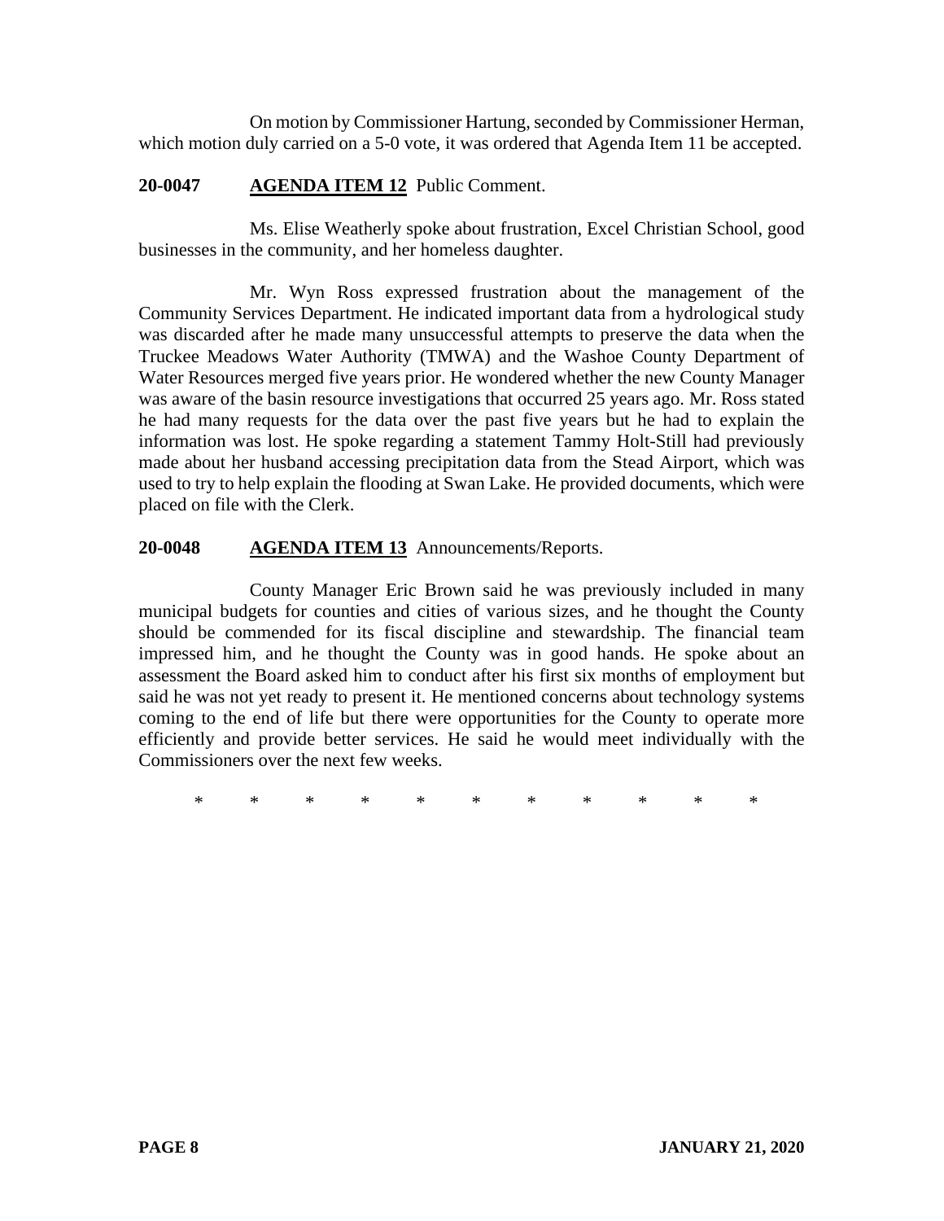On motion by Commissioner Hartung, seconded by Commissioner Herman, which motion duly carried on a 5-0 vote, it was ordered that Agenda Item 11 be accepted.

**20-0047 AGENDA ITEM 12** Public Comment.

Ms. Elise Weatherly spoke about frustration, Excel Christian School, good businesses in the community, and her homeless daughter.

Mr. Wyn Ross expressed frustration about the management of the Community Services Department. He indicated important data from a hydrological study was discarded after he made many unsuccessful attempts to preserve the data when the Truckee Meadows Water Authority (TMWA) and the Washoe County Department of Water Resources merged five years prior. He wondered whether the new County Manager was aware of the basin resource investigations that occurred 25 years ago. Mr. Ross stated he had many requests for the data over the past five years but he had to explain the information was lost. He spoke regarding a statement Tammy Holt-Still had previously made about her husband accessing precipitation data from the Stead Airport, which was used to try to help explain the flooding at Swan Lake. He provided documents, which were placed on file with the Clerk.

**20-0048 AGENDA ITEM 13** Announcements/Reports.

County Manager Eric Brown said he was previously included in many municipal budgets for counties and cities of various sizes, and he thought the County should be commended for its fiscal discipline and stewardship. The financial team impressed him, and he thought the County was in good hands. He spoke about an assessment the Board asked him to conduct after his first six months of employment but said he was not yet ready to present it. He mentioned concerns about technology systems coming to the end of life but there were opportunities for the County to operate more efficiently and provide better services. He said he would meet individually with the Commissioners over the next few weeks.

\* \* \* \* \* \* \* \* \* \* \*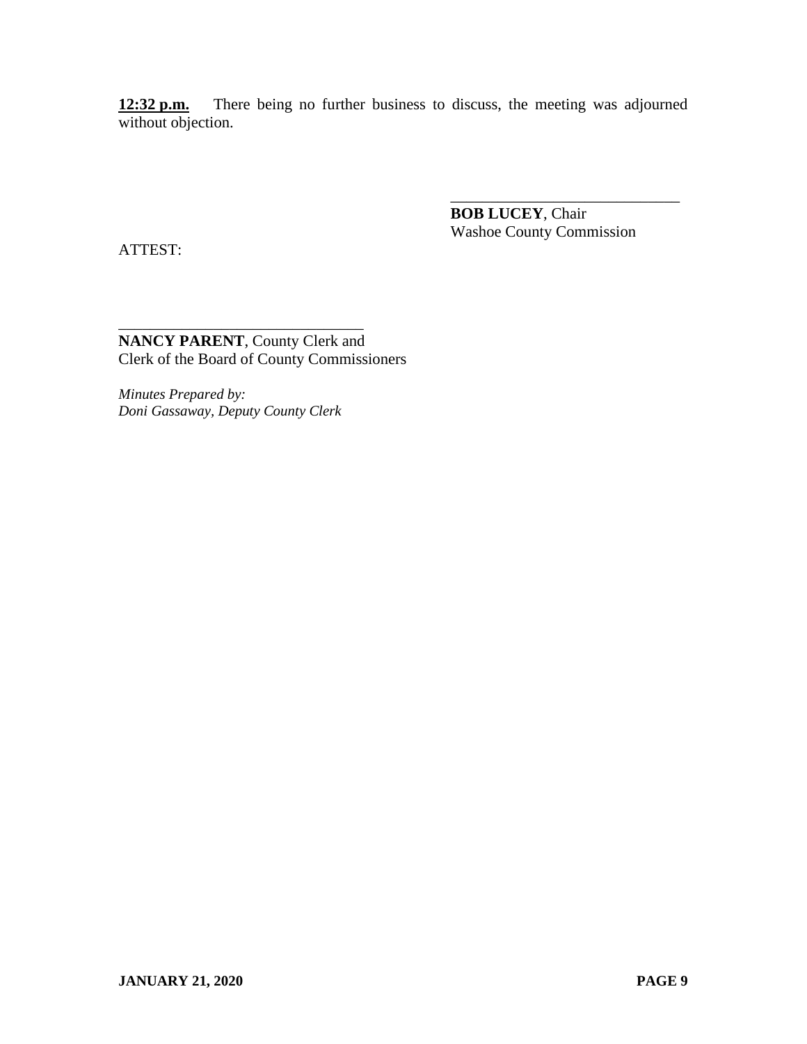**12:32 p.m.** There being no further business to discuss, the meeting was adjourned without objection.

\_\_\_\_\_\_\_\_\_\_\_\_\_\_\_\_\_\_\_\_\_\_\_\_\_\_\_\_\_\_
**BOB LUCEY**, Chair
Washoe County Commission

ATTEST:

\_\_\_\_\_\_\_\_\_\_\_\_\_\_\_\_\_\_\_\_\_\_\_\_\_\_\_\_\_\_
**NANCY PARENT**, County Clerk and
Clerk of the Board of County Commissioners

*Minutes Prepared by:*
*Doni Gassaway, Deputy County Clerk*